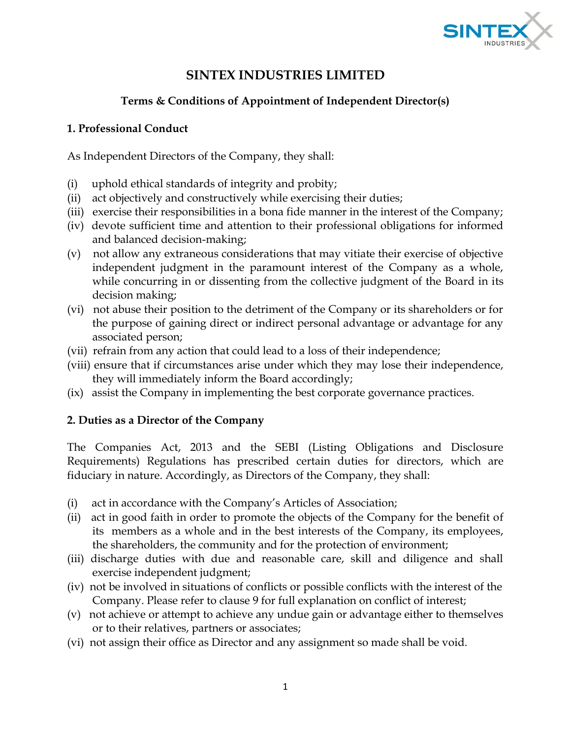# SINTEX INDUSTRIES LIMITED

## Terms & Conditions of Appointment of Independent Director(s)

### 1. Professional Conduct

As Independent Directors of the Company, they shall:

(i) uphold ethical standards of integrity and probity;
(ii) act objectively and constructively while exercising their duties;
(iii) exercise their responsibilities in a bona fide manner in the interest of the Company;
(iv) devote sufficient time and attention to their professional obligations for informed and balanced decision-making;
(v) not allow any extraneous considerations that may vitiate their exercise of objective independent judgment in the paramount interest of the Company as a whole, while concurring in or dissenting from the collective judgment of the Board in its decision making;
(vi) not abuse their position to the detriment of the Company or its shareholders or for the purpose of gaining direct or indirect personal advantage or advantage for any associated person;
(vii) refrain from any action that could lead to a loss of their independence;
(viii) ensure that if circumstances arise under which they may lose their independence, they will immediately inform the Board accordingly;
(ix) assist the Company in implementing the best corporate governance practices.

### 2. Duties as a Director of the Company

The Companies Act, 2013 and the SEBI (Listing Obligations and Disclosure Requirements) Regulations has prescribed certain duties for directors, which are fiduciary in nature. Accordingly, as Directors of the Company, they shall:

(i) act in accordance with the Company's Articles of Association;
(ii) act in good faith in order to promote the objects of the Company for the benefit of its members as a whole and in the best interests of the Company, its employees, the shareholders, the community and for the protection of environment;
(iii) discharge duties with due and reasonable care, skill and diligence and shall exercise independent judgment;
(iv) not be involved in situations of conflicts or possible conflicts with the interest of the Company. Please refer to clause 9 for full explanation on conflict of interest;
(v) not achieve or attempt to achieve any undue gain or advantage either to themselves or to their relatives, partners or associates;
(vi) not assign their office as Director and any assignment so made shall be void.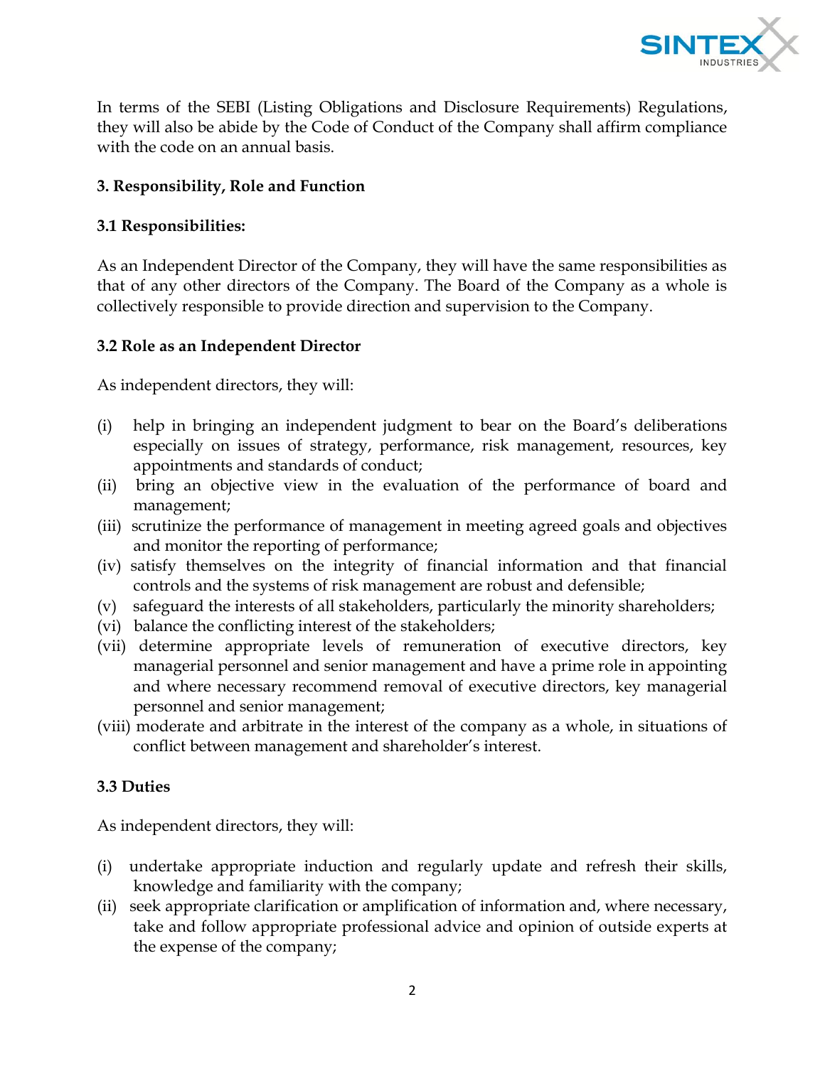In terms of the SEBI (Listing Obligations and Disclosure Requirements) Regulations, they will also be abide by the Code of Conduct of the Company shall affirm compliance with the code on an annual basis.

## 3. Responsibility, Role and Function

### 3.1 Responsibilities:

As an Independent Director of the Company, they will have the same responsibilities as that of any other directors of the Company. The Board of the Company as a whole is collectively responsible to provide direction and supervision to the Company.

### 3.2 Role as an Independent Director

As independent directors, they will:

(i) help in bringing an independent judgment to bear on the Board's deliberations especially on issues of strategy, performance, risk management, resources, key appointments and standards of conduct;
(ii) bring an objective view in the evaluation of the performance of board and management;
(iii) scrutinize the performance of management in meeting agreed goals and objectives and monitor the reporting of performance;
(iv) satisfy themselves on the integrity of financial information and that financial controls and the systems of risk management are robust and defensible;
(v) safeguard the interests of all stakeholders, particularly the minority shareholders;
(vi) balance the conflicting interest of the stakeholders;
(vii) determine appropriate levels of remuneration of executive directors, key managerial personnel and senior management and have a prime role in appointing and where necessary recommend removal of executive directors, key managerial personnel and senior management;
(viii) moderate and arbitrate in the interest of the company as a whole, in situations of conflict between management and shareholder's interest.

### 3.3 Duties

As independent directors, they will:

(i) undertake appropriate induction and regularly update and refresh their skills, knowledge and familiarity with the company;
(ii) seek appropriate clarification or amplification of information and, where necessary, take and follow appropriate professional advice and opinion of outside experts at the expense of the company;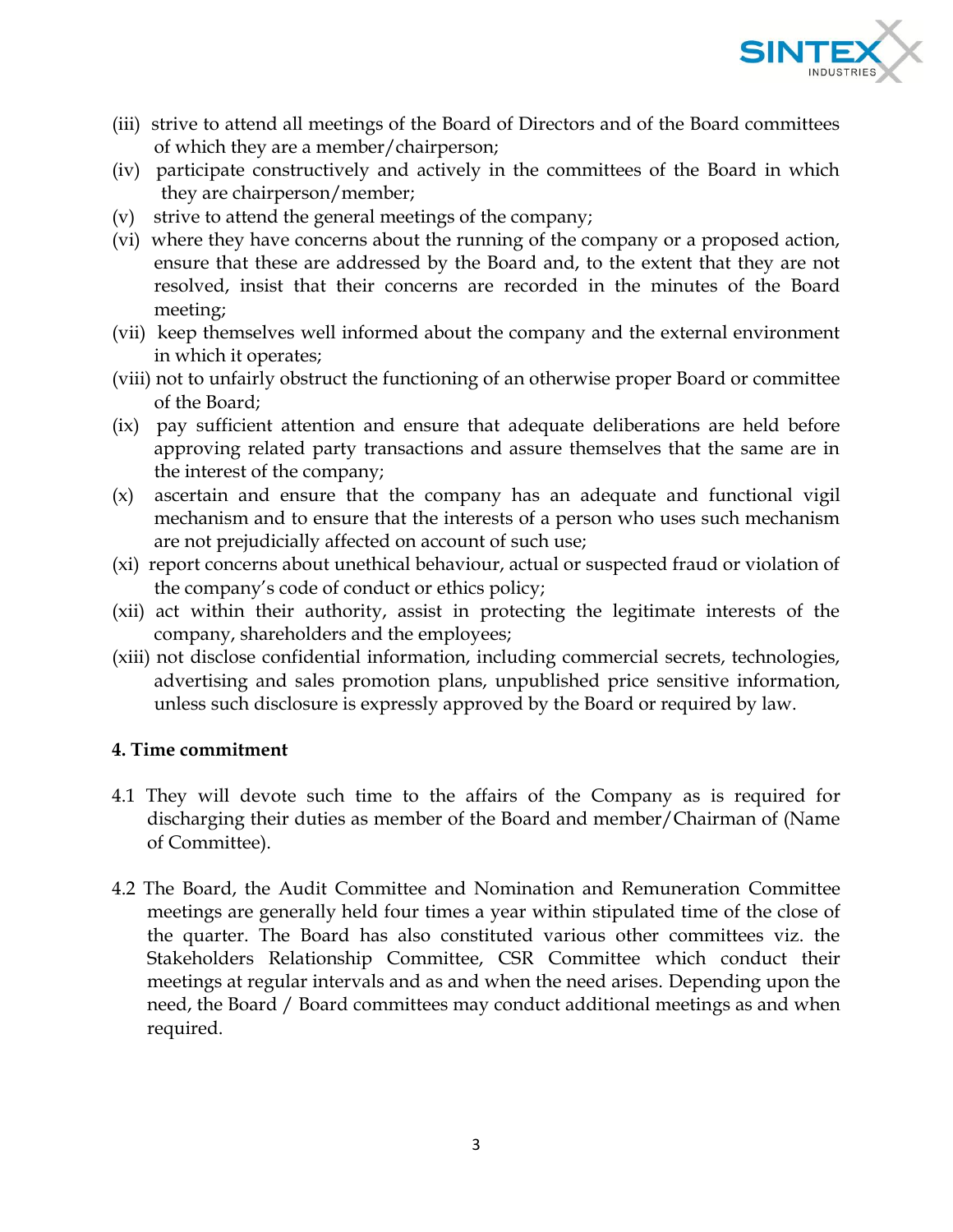(iii) strive to attend all meetings of the Board of Directors and of the Board committees of which they are a member/chairperson;

(iv) participate constructively and actively in the committees of the Board in which they are chairperson/member;

(v) strive to attend the general meetings of the company;

(vi) where they have concerns about the running of the company or a proposed action, ensure that these are addressed by the Board and, to the extent that they are not resolved, insist that their concerns are recorded in the minutes of the Board meeting;

(vii) keep themselves well informed about the company and the external environment in which it operates;

(viii) not to unfairly obstruct the functioning of an otherwise proper Board or committee of the Board;

(ix) pay sufficient attention and ensure that adequate deliberations are held before approving related party transactions and assure themselves that the same are in the interest of the company;

(x) ascertain and ensure that the company has an adequate and functional vigil mechanism and to ensure that the interests of a person who uses such mechanism are not prejudicially affected on account of such use;

(xi) report concerns about unethical behaviour, actual or suspected fraud or violation of the company's code of conduct or ethics policy;

(xii) act within their authority, assist in protecting the legitimate interests of the company, shareholders and the employees;

(xiii) not disclose confidential information, including commercial secrets, technologies, advertising and sales promotion plans, unpublished price sensitive information, unless such disclosure is expressly approved by the Board or required by law.

**4. Time commitment**

4.1 They will devote such time to the affairs of the Company as is required for discharging their duties as member of the Board and member/Chairman of (Name of Committee).

4.2 The Board, the Audit Committee and Nomination and Remuneration Committee meetings are generally held four times a year within stipulated time of the close of the quarter. The Board has also constituted various other committees viz. the Stakeholders Relationship Committee, CSR Committee which conduct their meetings at regular intervals and as and when the need arises. Depending upon the need, the Board / Board committees may conduct additional meetings as and when required.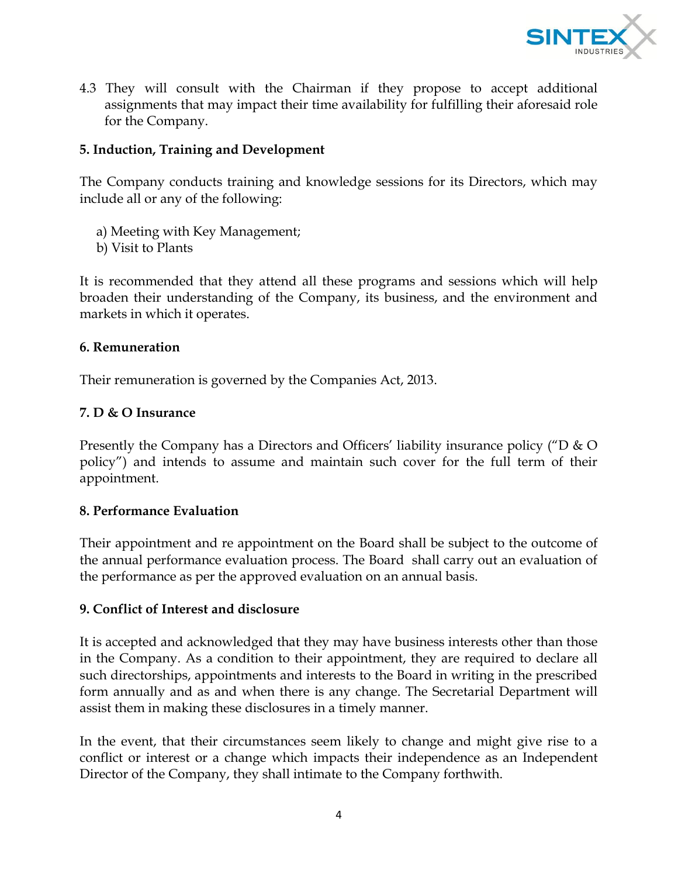4.3 They will consult with the Chairman if they propose to accept additional assignments that may impact their time availability for fulfilling their aforesaid role for the Company.

**5. Induction, Training and Development**

The Company conducts training and knowledge sessions for its Directors, which may include all or any of the following:

a) Meeting with Key Management;
b) Visit to Plants

It is recommended that they attend all these programs and sessions which will help broaden their understanding of the Company, its business, and the environment and markets in which it operates.

**6. Remuneration**

Their remuneration is governed by the Companies Act, 2013.

**7. D & O Insurance**

Presently the Company has a Directors and Officers' liability insurance policy ("D & O policy") and intends to assume and maintain such cover for the full term of their appointment.

**8. Performance Evaluation**

Their appointment and re appointment on the Board shall be subject to the outcome of the annual performance evaluation process. The Board shall carry out an evaluation of the performance as per the approved evaluation on an annual basis.

**9. Conflict of Interest and disclosure**

It is accepted and acknowledged that they may have business interests other than those in the Company. As a condition to their appointment, they are required to declare all such directorships, appointments and interests to the Board in writing in the prescribed form annually and as and when there is any change. The Secretarial Department will assist them in making these disclosures in a timely manner.

In the event, that their circumstances seem likely to change and might give rise to a conflict or interest or a change which impacts their independence as an Independent Director of the Company, they shall intimate to the Company forthwith.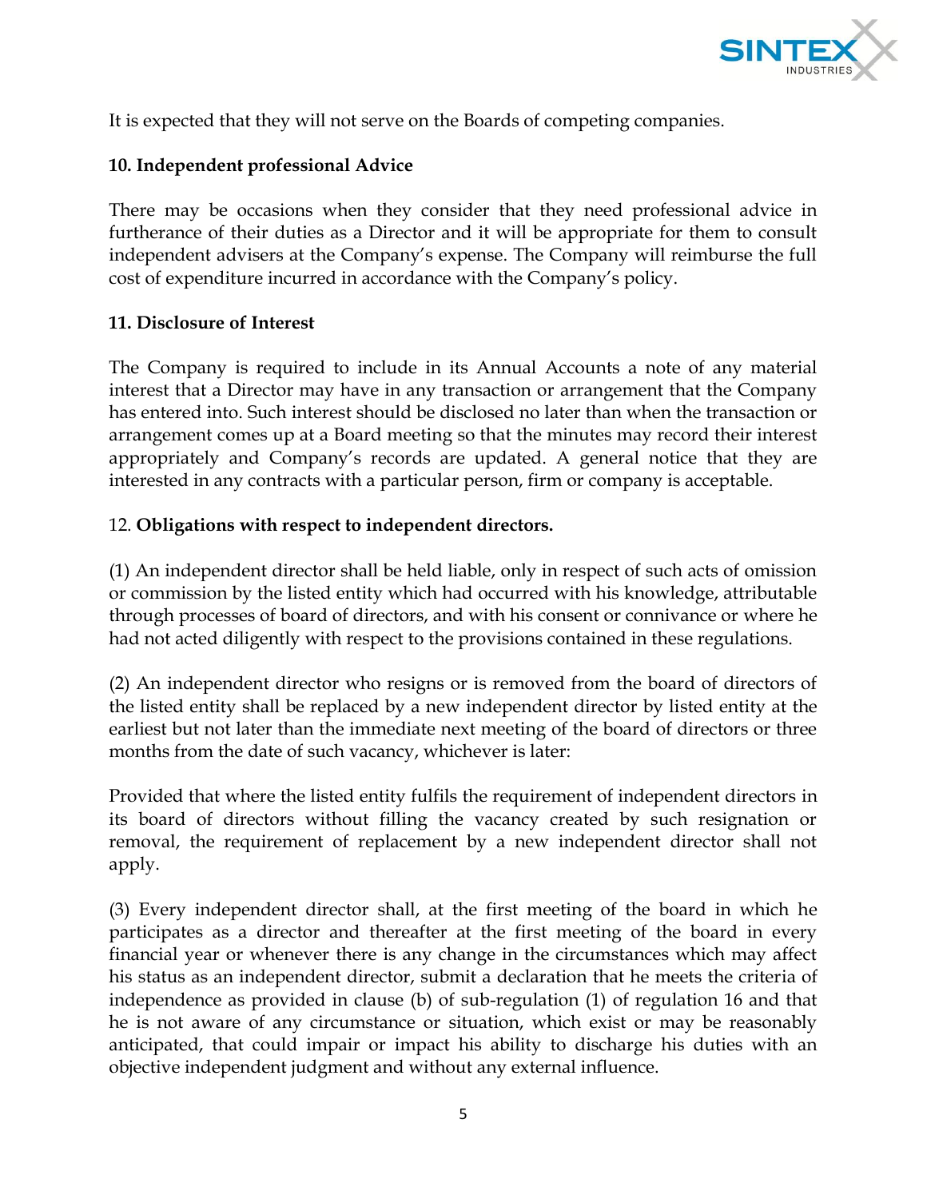It is expected that they will not serve on the Boards of competing companies.

**10. Independent professional Advice**

There may be occasions when they consider that they need professional advice in furtherance of their duties as a Director and it will be appropriate for them to consult independent advisers at the Company's expense. The Company will reimburse the full cost of expenditure incurred in accordance with the Company's policy.

**11. Disclosure of Interest**

The Company is required to include in its Annual Accounts a note of any material interest that a Director may have in any transaction or arrangement that the Company has entered into. Such interest should be disclosed no later than when the transaction or arrangement comes up at a Board meeting so that the minutes may record their interest appropriately and Company's records are updated. A general notice that they are interested in any contracts with a particular person, firm or company is acceptable.

12. **Obligations with respect to independent directors.**

(1) An independent director shall be held liable, only in respect of such acts of omission or commission by the listed entity which had occurred with his knowledge, attributable through processes of board of directors, and with his consent or connivance or where he had not acted diligently with respect to the provisions contained in these regulations.

(2) An independent director who resigns or is removed from the board of directors of the listed entity shall be replaced by a new independent director by listed entity at the earliest but not later than the immediate next meeting of the board of directors or three months from the date of such vacancy, whichever is later:

Provided that where the listed entity fulfils the requirement of independent directors in its board of directors without filling the vacancy created by such resignation or removal, the requirement of replacement by a new independent director shall not apply.

(3) Every independent director shall, at the first meeting of the board in which he participates as a director and thereafter at the first meeting of the board in every financial year or whenever there is any change in the circumstances which may affect his status as an independent director, submit a declaration that he meets the criteria of independence as provided in clause (b) of sub-regulation (1) of regulation 16 and that he is not aware of any circumstance or situation, which exist or may be reasonably anticipated, that could impair or impact his ability to discharge his duties with an objective independent judgment and without any external influence.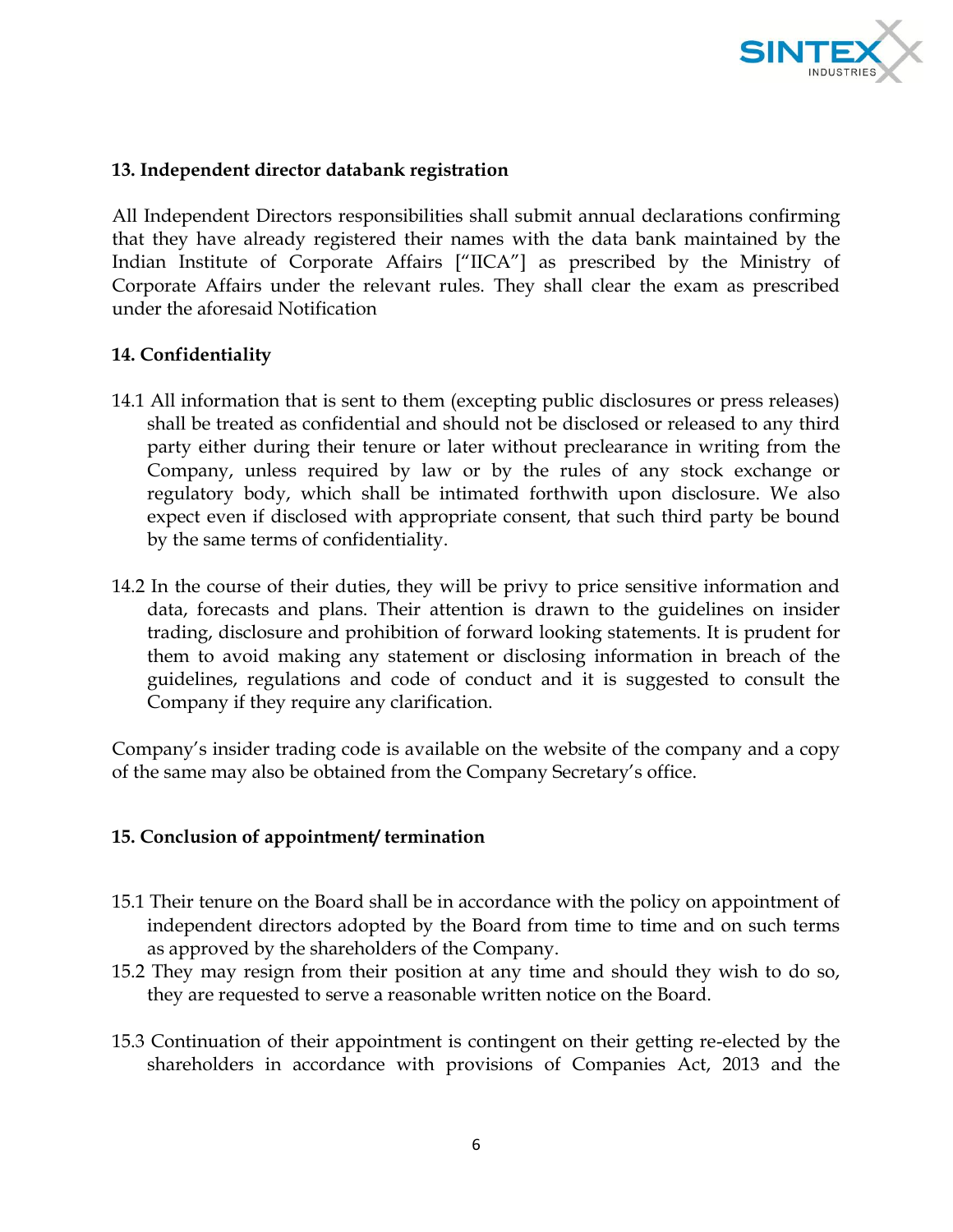### 13. Independent director databank registration

All Independent Directors responsibilities shall submit annual declarations confirming that they have already registered their names with the data bank maintained by the Indian Institute of Corporate Affairs ["IICA"] as prescribed by the Ministry of Corporate Affairs under the relevant rules. They shall clear the exam as prescribed under the aforesaid Notification

### 14. Confidentiality

14.1 All information that is sent to them (excepting public disclosures or press releases) shall be treated as confidential and should not be disclosed or released to any third party either during their tenure or later without preclearance in writing from the Company, unless required by law or by the rules of any stock exchange or regulatory body, which shall be intimated forthwith upon disclosure. We also expect even if disclosed with appropriate consent, that such third party be bound by the same terms of confidentiality.

14.2 In the course of their duties, they will be privy to price sensitive information and data, forecasts and plans. Their attention is drawn to the guidelines on insider trading, disclosure and prohibition of forward looking statements. It is prudent for them to avoid making any statement or disclosing information in breach of the guidelines, regulations and code of conduct and it is suggested to consult the Company if they require any clarification.

Company's insider trading code is available on the website of the company and a copy of the same may also be obtained from the Company Secretary's office.

### 15. Conclusion of appointment/ termination

15.1 Their tenure on the Board shall be in accordance with the policy on appointment of independent directors adopted by the Board from time to time and on such terms as approved by the shareholders of the Company.

15.2 They may resign from their position at any time and should they wish to do so, they are requested to serve a reasonable written notice on the Board.

15.3 Continuation of their appointment is contingent on their getting re-elected by the shareholders in accordance with provisions of Companies Act, 2013 and the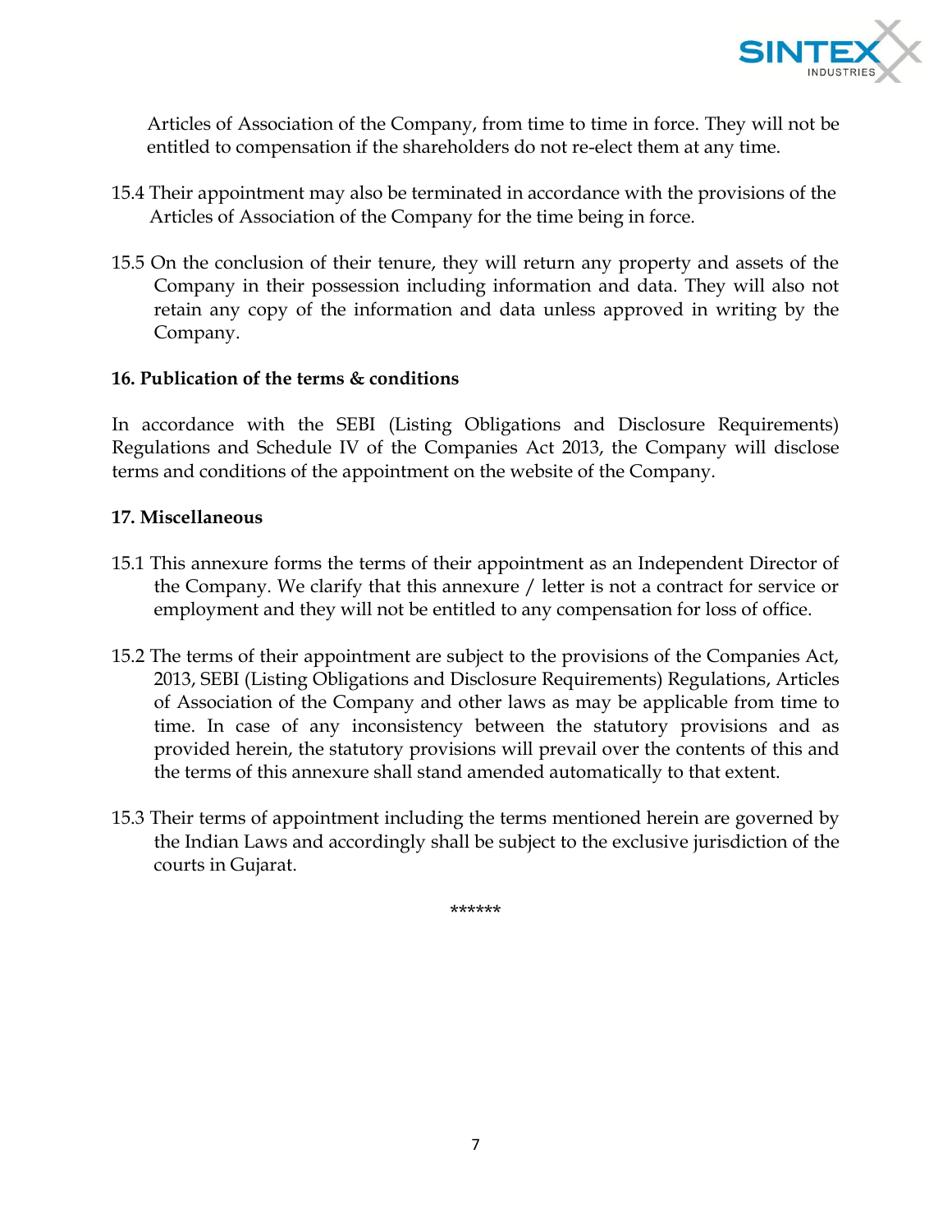Articles of Association of the Company, from time to time in force. They will not be entitled to compensation if the shareholders do not re-elect them at any time.

15.4 Their appointment may also be terminated in accordance with the provisions of the Articles of Association of the Company for the time being in force.

15.5 On the conclusion of their tenure, they will return any property and assets of the Company in their possession including information and data. They will also not retain any copy of the information and data unless approved in writing by the Company.

**16. Publication of the terms & conditions**

In accordance with the SEBI (Listing Obligations and Disclosure Requirements) Regulations and Schedule IV of the Companies Act 2013, the Company will disclose terms and conditions of the appointment on the website of the Company.

**17. Miscellaneous**

15.1 This annexure forms the terms of their appointment as an Independent Director of the Company. We clarify that this annexure / letter is not a contract for service or employment and they will not be entitled to any compensation for loss of office.

15.2 The terms of their appointment are subject to the provisions of the Companies Act, 2013, SEBI (Listing Obligations and Disclosure Requirements) Regulations, Articles of Association of the Company and other laws as may be applicable from time to time. In case of any inconsistency between the statutory provisions and as provided herein, the statutory provisions will prevail over the contents of this and the terms of this annexure shall stand amended automatically to that extent.

15.3 Their terms of appointment including the terms mentioned herein are governed by the Indian Laws and accordingly shall be subject to the exclusive jurisdiction of the courts in Gujarat.

******